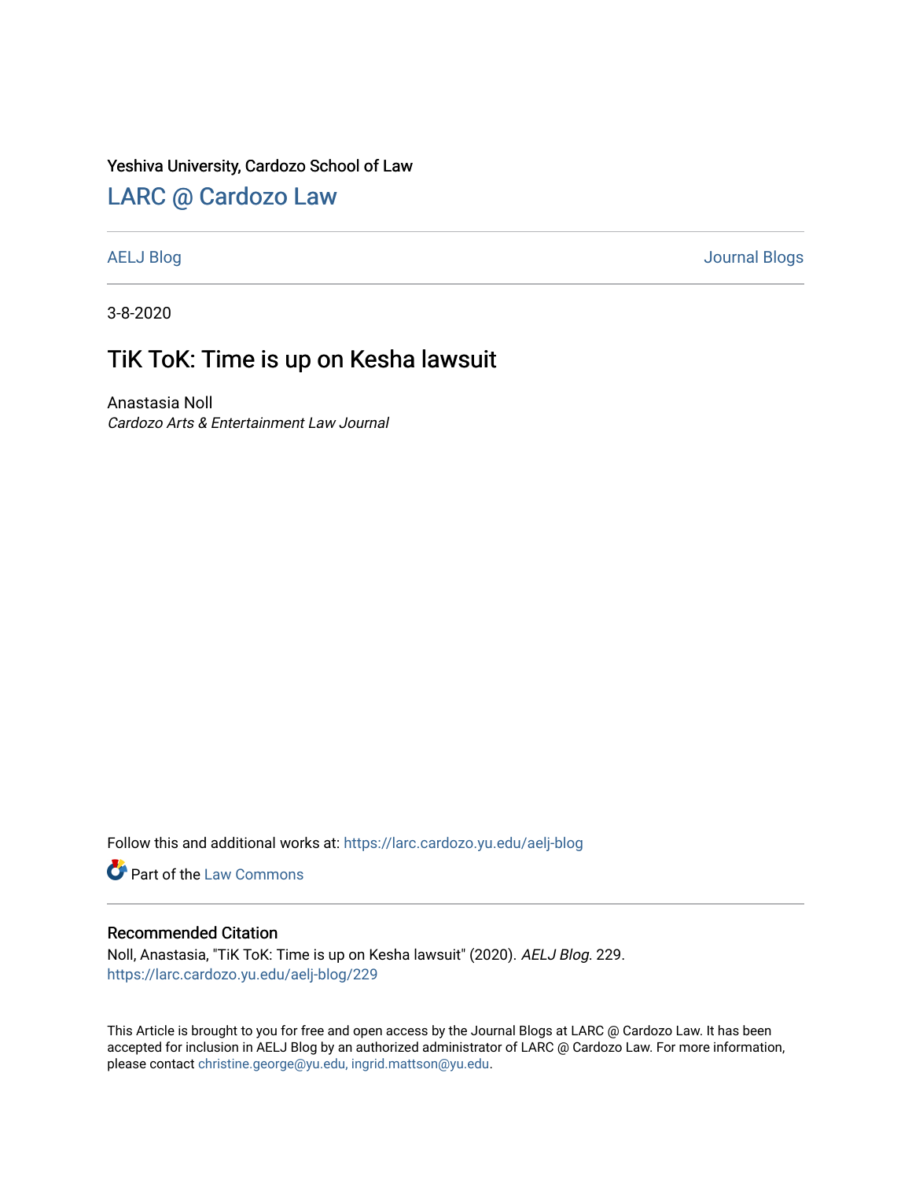Yeshiva University, Cardozo School of Law

# LARC @ Cardozo Law

AELJ Blog | Journal Blogs

3-8-2020

## TiK ToK: Time is up on Kesha lawsuit

Anastasia Noll
*Cardozo Arts & Entertainment Law Journal*

Follow this and additional works at: https://larc.cardozo.yu.edu/aelj-blog

Part of the Law Commons

### Recommended Citation

Noll, Anastasia, "TiK ToK: Time is up on Kesha lawsuit" (2020). *AELJ Blog*. 229.
https://larc.cardozo.yu.edu/aelj-blog/229

This Article is brought to you for free and open access by the Journal Blogs at LARC @ Cardozo Law. It has been accepted for inclusion in AELJ Blog by an authorized administrator of LARC @ Cardozo Law. For more information, please contact christine.george@yu.edu, ingrid.mattson@yu.edu.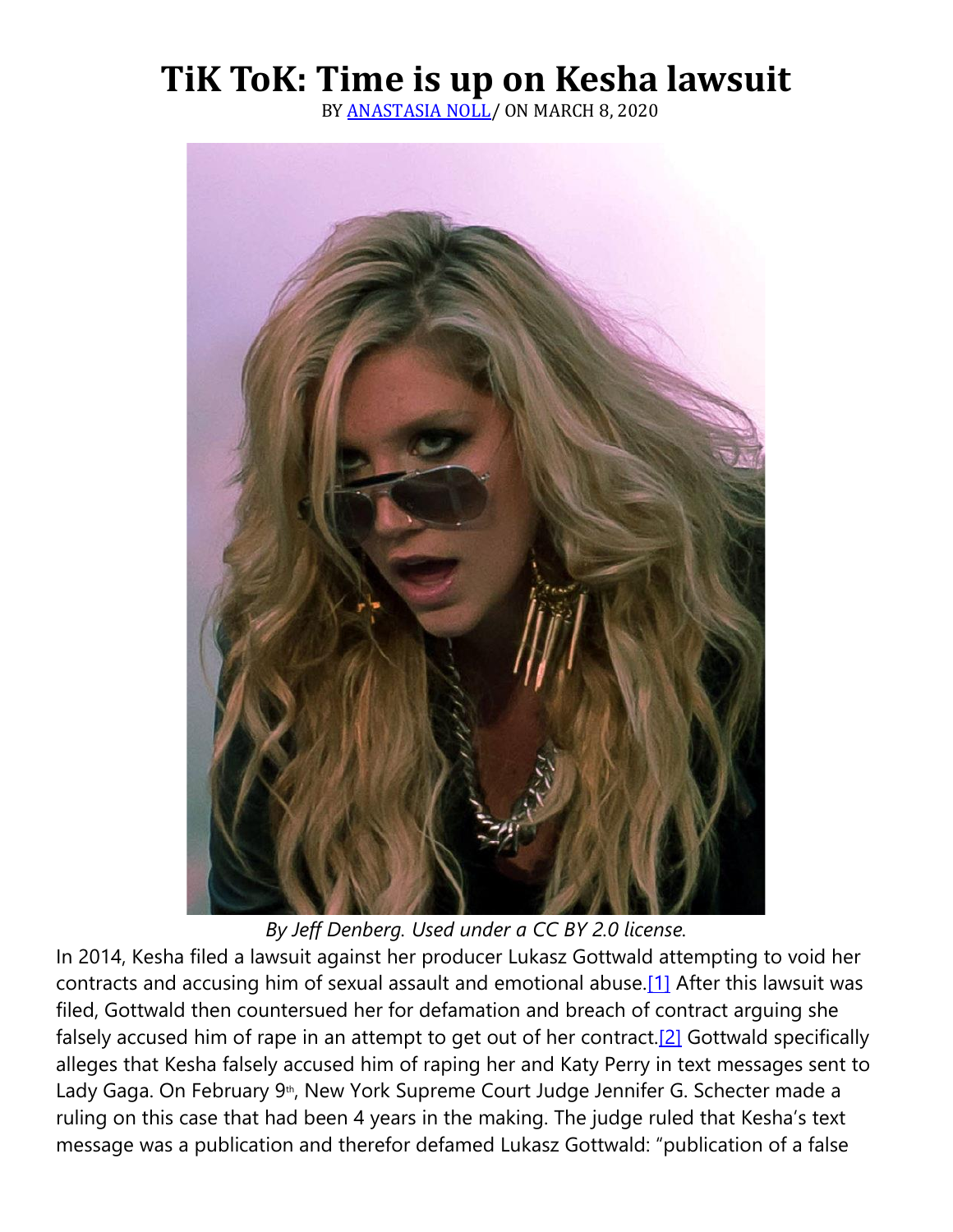# TiK ToK: Time is up on Kesha lawsuit

BY [ANASTASIA NOLL](#)/ ON MARCH 8, 2020

*By Jeff Denberg. Used under a CC BY 2.0 license.*

In 2014, Kesha filed a lawsuit against her producer Lukasz Gottwald attempting to void her contracts and accusing him of sexual assault and emotional abuse.[1] After this lawsuit was filed, Gottwald then countersued her for defamation and breach of contract arguing she falsely accused him of rape in an attempt to get out of her contract.[2] Gottwald specifically alleges that Kesha falsely accused him of raping her and Katy Perry in text messages sent to Lady Gaga. On February 9th, New York Supreme Court Judge Jennifer G. Schecter made a ruling on this case that had been 4 years in the making. The judge ruled that Kesha's text message was a publication and therefor defamed Lukasz Gottwald: "publication of a false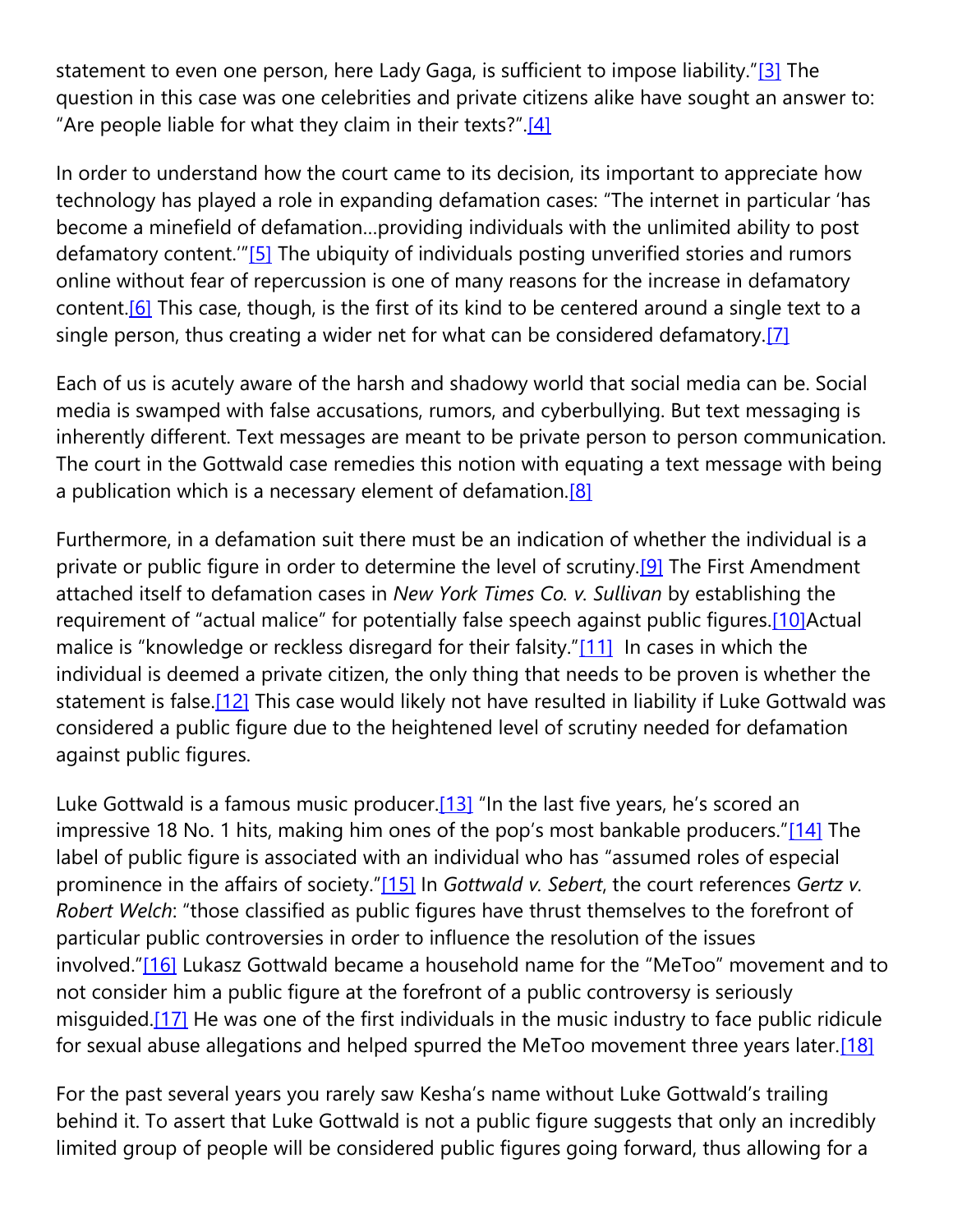statement to even one person, here Lady Gaga, is sufficient to impose liability."[3] The question in this case was one celebrities and private citizens alike have sought an answer to: "Are people liable for what they claim in their texts?".[4]

In order to understand how the court came to its decision, its important to appreciate how technology has played a role in expanding defamation cases: "The internet in particular 'has become a minefield of defamation…providing individuals with the unlimited ability to post defamatory content.'"[5] The ubiquity of individuals posting unverified stories and rumors online without fear of repercussion is one of many reasons for the increase in defamatory content.[6] This case, though, is the first of its kind to be centered around a single text to a single person, thus creating a wider net for what can be considered defamatory.[7]

Each of us is acutely aware of the harsh and shadowy world that social media can be. Social media is swamped with false accusations, rumors, and cyberbullying. But text messaging is inherently different. Text messages are meant to be private person to person communication. The court in the Gottwald case remedies this notion with equating a text message with being a publication which is a necessary element of defamation.[8]

Furthermore, in a defamation suit there must be an indication of whether the individual is a private or public figure in order to determine the level of scrutiny.[9] The First Amendment attached itself to defamation cases in *New York Times Co. v. Sullivan* by establishing the requirement of "actual malice" for potentially false speech against public figures.[10]Actual malice is "knowledge or reckless disregard for their falsity."[11] In cases in which the individual is deemed a private citizen, the only thing that needs to be proven is whether the statement is false.[12] This case would likely not have resulted in liability if Luke Gottwald was considered a public figure due to the heightened level of scrutiny needed for defamation against public figures.

Luke Gottwald is a famous music producer.[13] "In the last five years, he's scored an impressive 18 No. 1 hits, making him ones of the pop's most bankable producers."[14] The label of public figure is associated with an individual who has "assumed roles of especial prominence in the affairs of society."[15] In *Gottwald v. Sebert*, the court references *Gertz v. Robert Welch*: "those classified as public figures have thrust themselves to the forefront of particular public controversies in order to influence the resolution of the issues involved."[16] Lukasz Gottwald became a household name for the "MeToo" movement and to not consider him a public figure at the forefront of a public controversy is seriously misguided.[17] He was one of the first individuals in the music industry to face public ridicule for sexual abuse allegations and helped spurred the MeToo movement three years later.[18]

For the past several years you rarely saw Kesha's name without Luke Gottwald's trailing behind it. To assert that Luke Gottwald is not a public figure suggests that only an incredibly limited group of people will be considered public figures going forward, thus allowing for a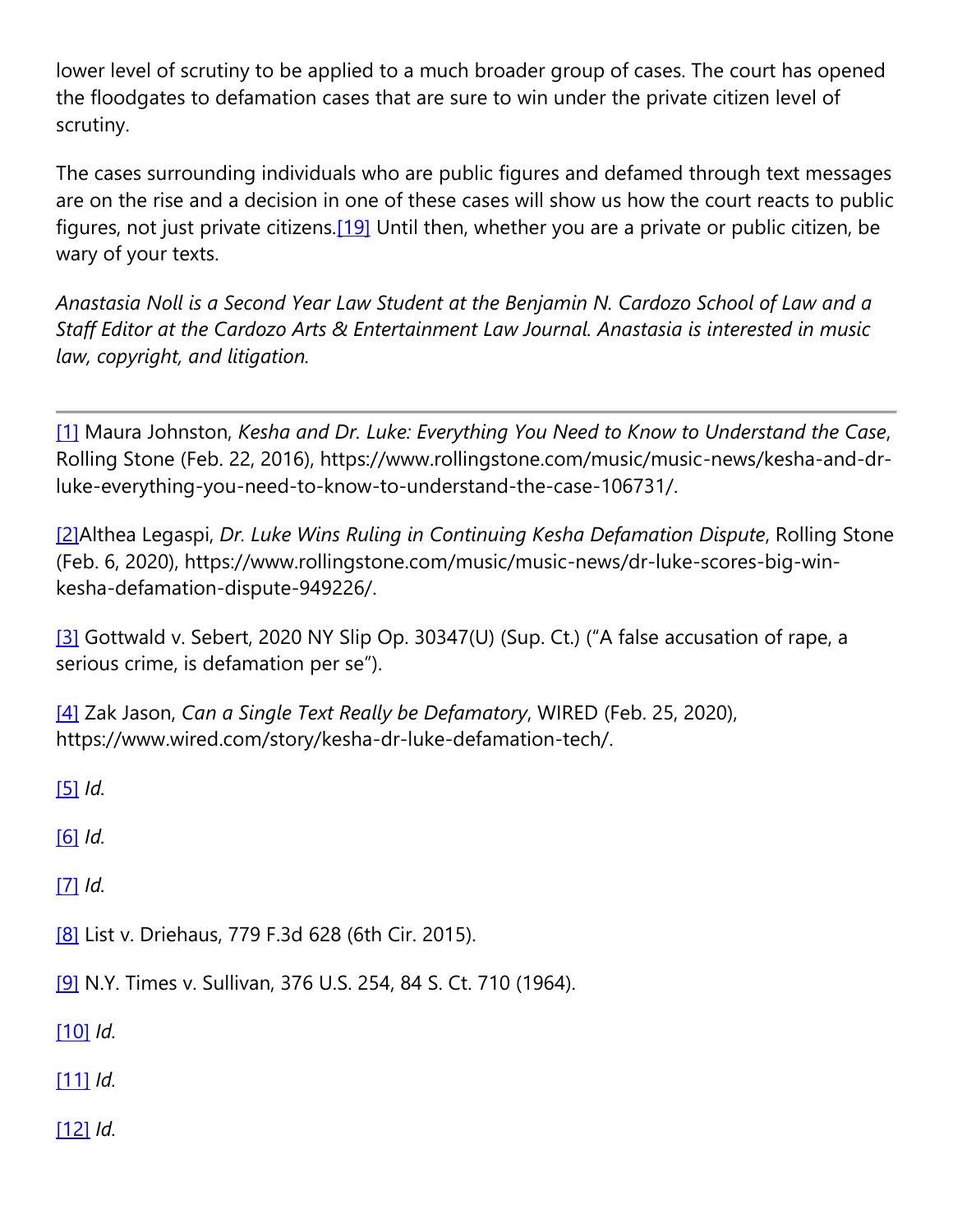lower level of scrutiny to be applied to a much broader group of cases. The court has opened the floodgates to defamation cases that are sure to win under the private citizen level of scrutiny.

The cases surrounding individuals who are public figures and defamed through text messages are on the rise and a decision in one of these cases will show us how the court reacts to public figures, not just private citizens.[19] Until then, whether you are a private or public citizen, be wary of your texts.

*Anastasia Noll is a Second Year Law Student at the Benjamin N. Cardozo School of Law and a Staff Editor at the Cardozo Arts & Entertainment Law Journal. Anastasia is interested in music law, copyright, and litigation.*

---

[1] Maura Johnston, *Kesha and Dr. Luke: Everything You Need to Know to Understand the Case*, Rolling Stone (Feb. 22, 2016), https://www.rollingstone.com/music/music-news/kesha-and-dr-luke-everything-you-need-to-know-to-understand-the-case-106731/.

[2]Althea Legaspi, *Dr. Luke Wins Ruling in Continuing Kesha Defamation Dispute*, Rolling Stone (Feb. 6, 2020), https://www.rollingstone.com/music/music-news/dr-luke-scores-big-win-kesha-defamation-dispute-949226/.

[3] Gottwald v. Sebert, 2020 NY Slip Op. 30347(U) (Sup. Ct.) ("A false accusation of rape, a serious crime, is defamation per se").

[4] Zak Jason, *Can a Single Text Really be Defamatory*, WIRED (Feb. 25, 2020), https://www.wired.com/story/kesha-dr-luke-defamation-tech/.

[5] *Id.*

[6] *Id.*

[7] *Id.*

[8] List v. Driehaus, 779 F.3d 628 (6th Cir. 2015).

[9] N.Y. Times v. Sullivan, 376 U.S. 254, 84 S. Ct. 710 (1964).

[10] *Id.*

[11] *Id.*

[12] *Id.*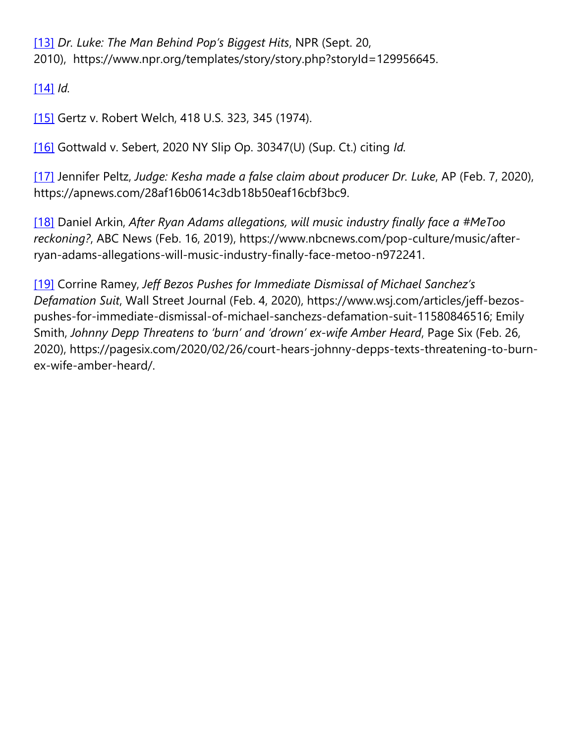[13] *Dr. Luke: The Man Behind Pop's Biggest Hits*, NPR (Sept. 20, 2010), https://www.npr.org/templates/story/story.php?storyId=129956645.

[14] *Id.*

[15] Gertz v. Robert Welch, 418 U.S. 323, 345 (1974).

[16] Gottwald v. Sebert, 2020 NY Slip Op. 30347(U) (Sup. Ct.) citing *Id.*

[17] Jennifer Peltz, *Judge: Kesha made a false claim about producer Dr. Luke*, AP (Feb. 7, 2020), https://apnews.com/28af16b0614c3db18b50eaf16cbf3bc9.

[18] Daniel Arkin, *After Ryan Adams allegations, will music industry finally face a #MeToo reckoning?*, ABC News (Feb. 16, 2019), https://www.nbcnews.com/pop-culture/music/after-ryan-adams-allegations-will-music-industry-finally-face-metoo-n972241.

[19] Corrine Ramey, *Jeff Bezos Pushes for Immediate Dismissal of Michael Sanchez's Defamation Suit*, Wall Street Journal (Feb. 4, 2020), https://www.wsj.com/articles/jeff-bezos-pushes-for-immediate-dismissal-of-michael-sanchezs-defamation-suit-11580846516; Emily Smith, *Johnny Depp Threatens to 'burn' and 'drown' ex-wife Amber Heard*, Page Six (Feb. 26, 2020), https://pagesix.com/2020/02/26/court-hears-johnny-depps-texts-threatening-to-burn-ex-wife-amber-heard/.